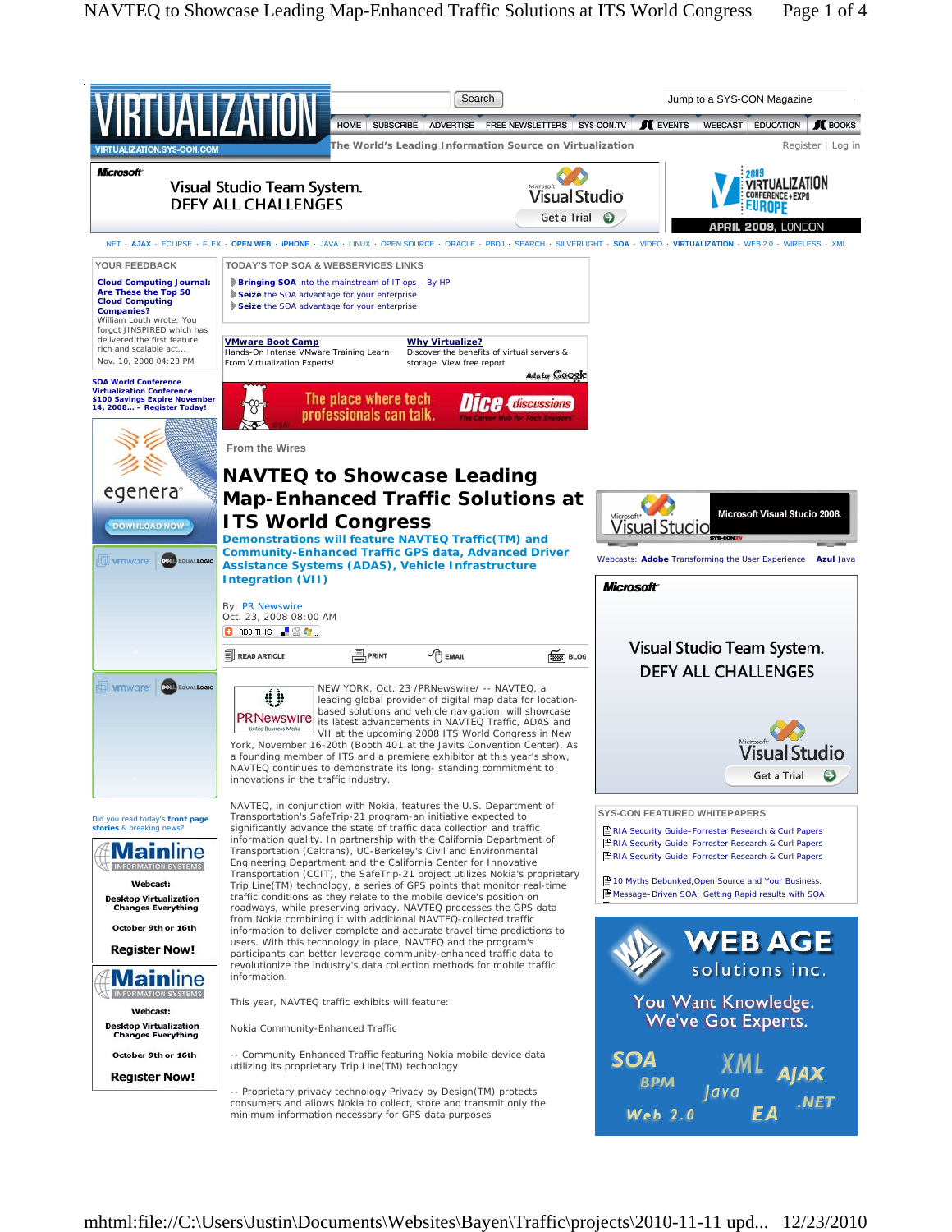From the Wires

# NAVTEQ to Showcase Leading Map-Enhanced Traffic Solutions at ITS World Congress

## Demonstrations will feature NAVTEQ Traffic(TM) and Community-Enhanced Traffic GPS data, Advanced Driver Assistance Systems (ADAS), Vehicle Infrastructure Integration (VII)

By: PR Newswire
Oct. 23, 2008 08:00 AM

NEW YORK, Oct. 23 /PRNewswire/ -- NAVTEQ, a leading global provider of digital map data for location-based solutions and vehicle navigation, will showcase its latest advancements in NAVTEQ Traffic, ADAS and VII at the upcoming 2008 ITS World Congress in New York, November 16-20th (Booth 401 at the Javits Convention Center). As a founding member of ITS and a premiere exhibitor at this year's show, NAVTEQ continues to demonstrate its long- standing commitment to innovations in the traffic industry.

NAVTEQ, in conjunction with Nokia, features the U.S. Department of Transportation's SafeTrip-21 program-an initiative expected to significantly advance the state of traffic data collection and traffic information quality. In partnership with the California Department of Transportation (Caltrans), UC-Berkeley's Civil and Environmental Engineering Department and the California Center for Innovative Transportation (CCIT), the SafeTrip-21 project utilizes Nokia's proprietary Trip Line(TM) technology, a series of GPS points that monitor real-time traffic conditions as they relate to the mobile device's position on roadways, while preserving privacy. NAVTEQ processes the GPS data from Nokia combining it with additional NAVTEQ-collected traffic information to deliver complete and accurate travel time predictions to users. With this technology in place, NAVTEQ and the program's participants can better leverage community-enhanced traffic data to revolutionize the industry's data collection methods for mobile traffic information.

This year, NAVTEQ traffic exhibits will feature:

Nokia Community-Enhanced Traffic

-- Community Enhanced Traffic featuring Nokia mobile device data utilizing its proprietary Trip Line(TM) technology

-- Proprietary privacy technology Privacy by Design(TM) protects consumers and allows Nokia to collect, store and transmit only the minimum information necessary for GPS data purposes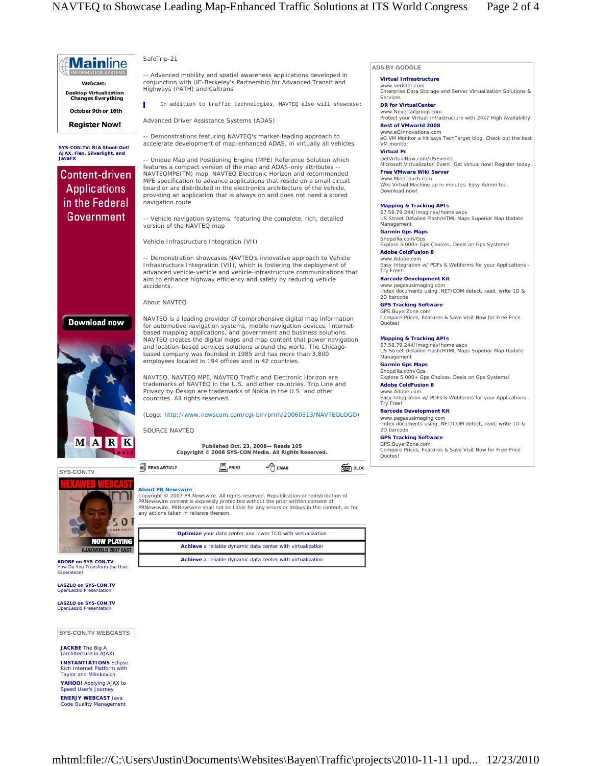SafeTrip-21

-- Advanced mobility and spatial awareness applications developed in conjunction with UC-Berkeley's Partnership for Advanced Transit and Highways (PATH) and Caltrans

In addition to traffic technologies, NAVTEQ also will showcase:

Advanced Driver Assistance Systems (ADAS)

-- Demonstrations featuring NAVTEQ's market-leading approach to accelerate development of map-enhanced ADAS, in virtually all vehicles

-- Unique Map and Positioning Engine (MPE) Reference Solution which features a compact version of the map and ADAS-only attributes -- NAVTEQMPE(TM) map, NAVTEQ Electronic Horizon and recommended MPE specification to advance applications that reside on a small circuit board or are distributed in the electronics architecture of the vehicle, providing an application that is always on and does not need a stored navigation route

-- Vehicle navigation systems, featuring the complete, rich, detailed version of the NAVTEQ map

Vehicle Infrastructure Integration (VII)

-- Demonstration showcases NAVTEQ's innovative approach to Vehicle Infrastructure Integration (VII), which is fostering the deployment of advanced vehicle-vehicle and vehicle-infrastructure communications that aim to enhance highway efficiency and safety by reducing vehicle accidents.

About NAVTEQ

NAVTEQ is a leading provider of comprehensive digital map information for automotive navigation systems, mobile navigation devices, Internet-based mapping applications, and government and business solutions. NAVTEQ creates the digital maps and map content that power navigation and location-based services solutions around the world. The Chicago-based company was founded in 1985 and has more than 3,800 employees located in 194 offices and in 42 countries.

NAVTEQ, NAVTEQ MPE, NAVTEQ Traffic and Electronic Horizon are trademarks of NAVTEQ in the U.S. and other countries. Trip Line and Privacy by Design are trademarks of Nokia in the U.S. and other countries. All rights reserved.

(Logo: http://www.newscom.com/cgi-bin/prnh/20060313/NAVTEQLOGO)

SOURCE NAVTEQ

**Published Oct. 23, 2008— Reads 105**
**Copyright © 2008 SYS-CON Media. All Rights Reserved.**

READ ARTICLE | PRINT | EMAIL | BLOG

**About PR Newswire**
Copyright © 2007 PR Newswire. All rights reserved. Republication or redistribution of PRNewswire content is expressly prohibited without the prior written consent of PRNewswire. PRNewswire shall not be liable for any errors or delays in the content, or for any actions taken in reliance thereon.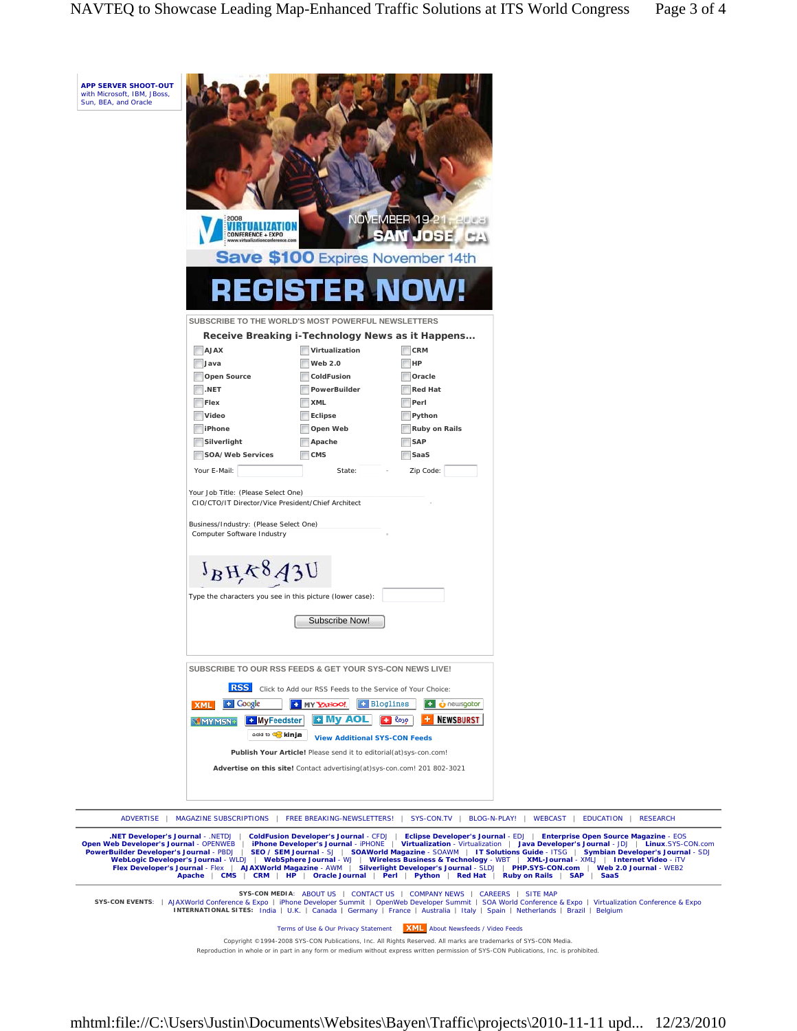**APP SERVER SHOOT-OUT** with Microsoft, IBM, JBoss, Sun, BEA, and Oracle

2008 VIRTUALIZATION CONFERENCE + EXPO www.virtualizationconference.com

NOVEMBER 19-21, 2008 SAN JOSE, CA

Save $100 Expires November 14th

REGISTER NOW!

SUBSCRIBE TO THE WORLD'S MOST POWERFUL NEWSLETTERS

**Receive Breaking i-Technology News as it Happens...**

| | | |
|---|---|---|
| AJAX | Virtualization | CRM |
| Java | Web 2.0 | HP |
| Open Source | ColdFusion | Oracle |
| .NET | PowerBuilder | Red Hat |
| Flex | XML | Perl |
| Video | Eclipse | Python |
| iPhone | Open Web | Ruby on Rails |
| Silverlight | Apache | SAP |
| SOA/ Web Services | CMS | SaaS |

Your E-Mail: State: Zip Code:

Your Job Title: (Please Select One)
CIO/CTO/IT Director/Vice President/Chief Architect

Business/Industry: (Please Select One)
Computer Software Industry

Type the characters you see in this picture (lower case):

Subscribe Now!

SUBSCRIBE TO OUR RSS FEEDS & GET YOUR SYS-CON NEWS LIVE!

RSS Click to Add our RSS Feeds to the Service of Your Choice:

XML Google | MY YAHOO! | Bloglines | newsgator
MY MSN | MyFeedster | My AOL | Rojo | NEWSBURST
add to kinja | View Additional SYS-CON Feeds

**Publish Your Article!** Please send it to editorial(at)sys-con.com!

**Advertise on this site!** Contact advertising(at)sys-con.com! 201 802-3021

ADVERTISE | MAGAZINE SUBSCRIPTIONS | FREE BREAKING-NEWSLETTERS! | SYS-CON.TV | BLOG-N-PLAY! | WEBCAST | EDUCATION | RESEARCH

**.NET Developer's Journal** - .NETDJ | **ColdFusion Developer's Journal** - CFDJ | **Eclipse Developer's Journal** - EDJ | **Enterprise Open Source Magazine** - EOS
**Open Web Developer's Journal** - OPENWEB | **iPhone Developer's Journal** - iPHONE | **Virtualization** - Virtualization | **Java Developer's Journal** - JDJ | **Linux**.SYS-CON.com
**PowerBuilder Developer's Journal** - PBDJ | **SEO / SEM Journal** - SJ | **SOAWorld Magazine** - SOAWM | **IT Solutions Guide** - ITSG | **Symbian Developer's Journal** - SDJ
**WebLogic Developer's Journal** - WLDJ | **WebSphere Journal** - WJ | **Wireless Business & Technology** - WBT | **XML-Journal** - XMLJ | **Internet Video** - iTV
**Flex Developer's Journal** - Flex | **AJAXWorld Magazine** - AWM | **Silverlight Developer's Journal** - SLDJ | **PHP.SYS-CON.com** | **Web 2.0 Journal** - WEB2
**Apache** | **CMS** | **CRM** | **HP** | **Oracle Journal** | **Perl** | **Python** | **Red Hat** | **Ruby on Rails** | **SAP** | **SaaS**

**SYS-CON MEDIA**: ABOUT US | CONTACT US | COMPANY NEWS | CAREERS | SITE MAP
**SYS-CON EVENTS**: | AJAXWorld Conference & Expo | iPhone Developer Summit | OpenWeb Developer Summit | SOA World Conference & Expo | Virtualization Conference & Expo
**INTERNATIONAL SITES**: India | U.K. | Canada | Germany | France | Australia | Italy | Spain | Netherlands | Brazil | Belgium

Terms of Use & Our Privacy Statement XML About Newsfeeds / Video Feeds

Copyright ©1994-2008 SYS-CON Publications, Inc. All Rights Reserved. All marks are trademarks of SYS-CON Media.
Reproduction in whole or in part in any form or medium without express written permission of SYS-CON Publications, Inc. is prohibited.